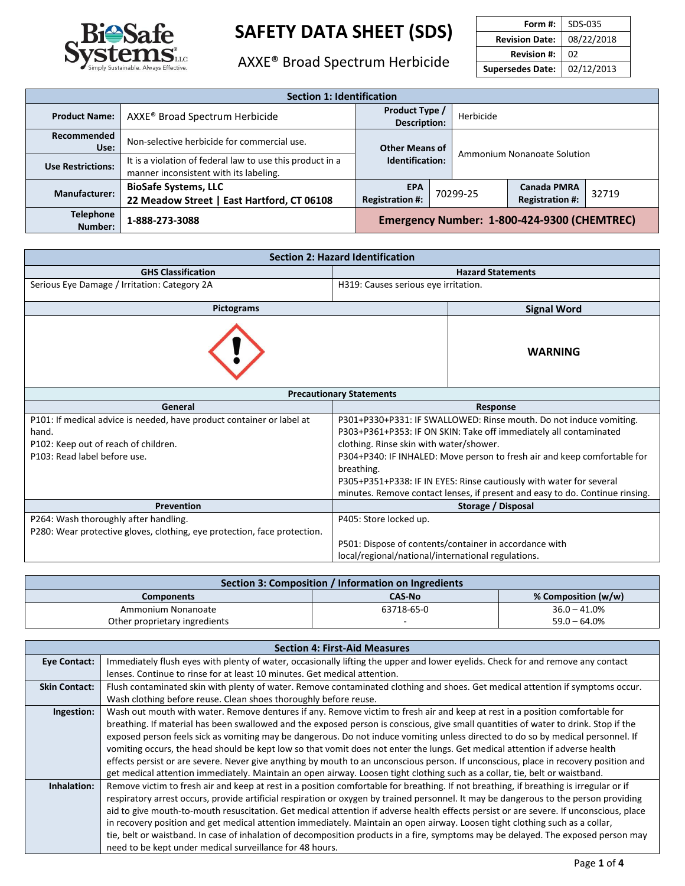# SAFETY DATA SHEET (SDS)

AXXE® Broad Spectrum Herbicide

| Form #: | SDS-035 |
|---|---|
| Revision Date: | 08/22/2018 |
| Revision #: | 02 |
| Supersedes Date: | 02/12/2013 |

## Section 1: Identification

| | | | | | |
|---|---|---|---|---|---|
| **Product Name:** | AXXE® Broad Spectrum Herbicide | **Product Type / Description:** | Herbicide | | |
| **Recommended Use:** | Non-selective herbicide for commercial use. | **Other Means of Identification:** | Ammonium Nonanoate Solution | | |
| **Use Restrictions:** | It is a violation of federal law to use this product in a manner inconsistent with its labeling. | | | | |
| **Manufacturer:** | **BioSafe Systems, LLC 22 Meadow Street \| East Hartford, CT 06108** | **EPA Registration #:** | 70299-25 | **Canada PMRA Registration #:** | 32719 |
| **Telephone Number:** | **1-888-273-3088** | **Emergency Number: 1-800-424-9300 (CHEMTREC)** | | | |

## Section 2: Hazard Identification

| GHS Classification | Hazard Statements |
|---|---|
| Serious Eye Damage / Irritation: Category 2A | H319: Causes serious eye irritation. |

| Pictograms | Signal Word |
|---|---|
| (exclamation mark pictogram) | **WARNING** |

### Precautionary Statements

| General | Response |
|---|---|
| P101: If medical advice is needed, have product container or label at hand.<br>P102: Keep out of reach of children.<br>P103: Read label before use. | P301+P330+P331: IF SWALLOWED: Rinse mouth. Do not induce vomiting.<br>P303+P361+P353: IF ON SKIN: Take off immediately all contaminated clothing. Rinse skin with water/shower.<br>P304+P340: IF INHALED: Move person to fresh air and keep comfortable for breathing.<br>P305+P351+P338: IF IN EYES: Rinse cautiously with water for several minutes. Remove contact lenses, if present and easy to do. Continue rinsing. |

| Prevention | Storage / Disposal |
|---|---|
| P264: Wash thoroughly after handling.<br>P280: Wear protective gloves, clothing, eye protection, face protection. | P405: Store locked up.<br><br>P501: Dispose of contents/container in accordance with local/regional/national/international regulations. |

## Section 3: Composition / Information on Ingredients

| Components | CAS-No | % Composition (w/w) |
|---|---|---|
| Ammonium Nonanoate | 63718-65-0 | 36.0 – 41.0% |
| Other proprietary ingredients | - | 59.0 – 64.0% |

## Section 4: First-Aid Measures

| | |
|---|---|
| **Eye Contact:** | Immediately flush eyes with plenty of water, occasionally lifting the upper and lower eyelids. Check for and remove any contact lenses. Continue to rinse for at least 10 minutes. Get medical attention. |
| **Skin Contact:** | Flush contaminated skin with plenty of water. Remove contaminated clothing and shoes. Get medical attention if symptoms occur. Wash clothing before reuse. Clean shoes thoroughly before reuse. |
| **Ingestion:** | Wash out mouth with water. Remove dentures if any. Remove victim to fresh air and keep at rest in a position comfortable for breathing. If material has been swallowed and the exposed person is conscious, give small quantities of water to drink. Stop if the exposed person feels sick as vomiting may be dangerous. Do not induce vomiting unless directed to do so by medical personnel. If vomiting occurs, the head should be kept low so that vomit does not enter the lungs. Get medical attention if adverse health effects persist or are severe. Never give anything by mouth to an unconscious person. If unconscious, place in recovery position and get medical attention immediately. Maintain an open airway. Loosen tight clothing such as a collar, tie, belt or waistband. |
| **Inhalation:** | Remove victim to fresh air and keep at rest in a position comfortable for breathing. If not breathing, if breathing is irregular or if respiratory arrest occurs, provide artificial respiration or oxygen by trained personnel. It may be dangerous to the person providing aid to give mouth-to-mouth resuscitation. Get medical attention if adverse health effects persist or are severe. If unconscious, place in recovery position and get medical attention immediately. Maintain an open airway. Loosen tight clothing such as a collar, tie, belt or waistband. In case of inhalation of decomposition products in a fire, symptoms may be delayed. The exposed person may need to be kept under medical surveillance for 48 hours. |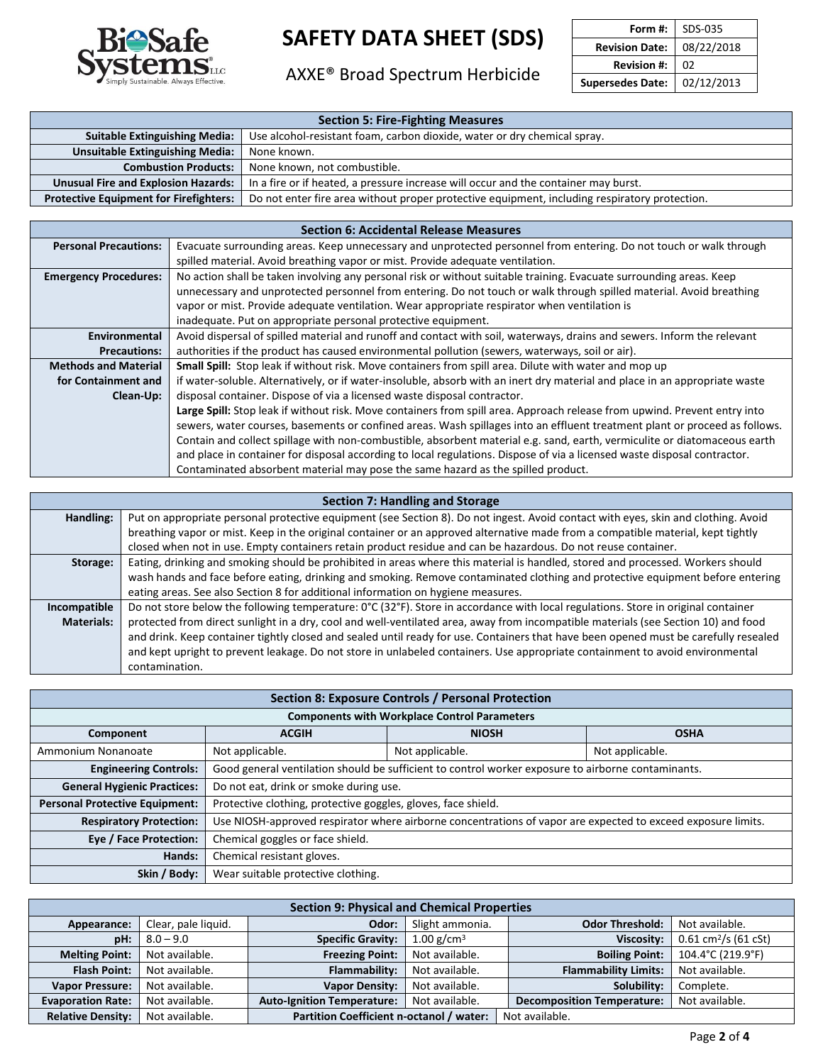| Form #: | SDS-035 |
|---|---|
| Revision Date: | 08/22/2018 |
| Revision #: | 02 |
| Supersedes Date: | 02/12/2013 |

# SAFETY DATA SHEET (SDS)

AXXE® Broad Spectrum Herbicide

## Section 5: Fire-Fighting Measures

| | |
|---|---|
| **Suitable Extinguishing Media:** | Use alcohol-resistant foam, carbon dioxide, water or dry chemical spray. |
| **Unsuitable Extinguishing Media:** | None known. |
| **Combustion Products:** | None known, not combustible. |
| **Unusual Fire and Explosion Hazards:** | In a fire or if heated, a pressure increase will occur and the container may burst. |
| **Protective Equipment for Firefighters:** | Do not enter fire area without proper protective equipment, including respiratory protection. |

## Section 6: Accidental Release Measures

| | |
|---|---|
| **Personal Precautions:** | Evacuate surrounding areas. Keep unnecessary and unprotected personnel from entering. Do not touch or walk through spilled material. Avoid breathing vapor or mist. Provide adequate ventilation. |
| **Emergency Procedures:** | No action shall be taken involving any personal risk or without suitable training. Evacuate surrounding areas. Keep unnecessary and unprotected personnel from entering. Do not touch or walk through spilled material. Avoid breathing vapor or mist. Provide adequate ventilation. Wear appropriate respirator when ventilation is inadequate. Put on appropriate personal protective equipment. |
| **Environmental Precautions:** | Avoid dispersal of spilled material and runoff and contact with soil, waterways, drains and sewers. Inform the relevant authorities if the product has caused environmental pollution (sewers, waterways, soil or air). |
| **Methods and Material for Containment and Clean-Up:** | **Small Spill:** Stop leak if without risk. Move containers from spill area. Dilute with water and mop up if water-soluble. Alternatively, or if water-insoluble, absorb with an inert dry material and place in an appropriate waste disposal container. Dispose of via a licensed waste disposal contractor.<br>**Large Spill:** Stop leak if without risk. Move containers from spill area. Approach release from upwind. Prevent entry into sewers, water courses, basements or confined areas. Wash spillages into an effluent treatment plant or proceed as follows. Contain and collect spillage with non-combustible, absorbent material e.g. sand, earth, vermiculite or diatomaceous earth and place in container for disposal according to local regulations. Dispose of via a licensed waste disposal contractor. Contaminated absorbent material may pose the same hazard as the spilled product. |

## Section 7: Handling and Storage

| | |
|---|---|
| **Handling:** | Put on appropriate personal protective equipment (see Section 8). Do not ingest. Avoid contact with eyes, skin and clothing. Avoid breathing vapor or mist. Keep in the original container or an approved alternative made from a compatible material, kept tightly closed when not in use. Empty containers retain product residue and can be hazardous. Do not reuse container. |
| **Storage:** | Eating, drinking and smoking should be prohibited in areas where this material is handled, stored and processed. Workers should wash hands and face before eating, drinking and smoking. Remove contaminated clothing and protective equipment before entering eating areas. See also Section 8 for additional information on hygiene measures. |
| **Incompatible Materials:** | Do not store below the following temperature: 0°C (32°F). Store in accordance with local regulations. Store in original container protected from direct sunlight in a dry, cool and well-ventilated area, away from incompatible materials (see Section 10) and food and drink. Keep container tightly closed and sealed until ready for use. Containers that have been opened must be carefully resealed and kept upright to prevent leakage. Do not store in unlabeled containers. Use appropriate containment to avoid environmental contamination. |

## Section 8: Exposure Controls / Personal Protection

**Components with Workplace Control Parameters**

| Component | ACGIH | NIOSH | OSHA |
|---|---|---|---|
| Ammonium Nonanoate | Not applicable. | Not applicable. | Not applicable. |

| | |
|---|---|
| **Engineering Controls:** | Good general ventilation should be sufficient to control worker exposure to airborne contaminants. |
| **General Hygienic Practices:** | Do not eat, drink or smoke during use. |
| **Personal Protective Equipment:** | Protective clothing, protective goggles, gloves, face shield. |
| **Respiratory Protection:** | Use NIOSH-approved respirator where airborne concentrations of vapor are expected to exceed exposure limits. |
| **Eye / Face Protection:** | Chemical goggles or face shield. |
| **Hands:** | Chemical resistant gloves. |
| **Skin / Body:** | Wear suitable protective clothing. |

## Section 9: Physical and Chemical Properties

| | | | | | |
|---|---|---|---|---|---|
| **Appearance:** | Clear, pale liquid. | **Odor:** | Slight ammonia. | **Odor Threshold:** | Not available. |
| **pH:** | 8.0 – 9.0 | **Specific Gravity:** | 1.00 g/cm³ | **Viscosity:** | 0.61 cm²/s (61 cSt) |
| **Melting Point:** | Not available. | **Freezing Point:** | Not available. | **Boiling Point:** | 104.4°C (219.9°F) |
| **Flash Point:** | Not available. | **Flammability:** | Not available. | **Flammability Limits:** | Not available. |
| **Vapor Pressure:** | Not available. | **Vapor Density:** | Not available. | **Solubility:** | Complete. |
| **Evaporation Rate:** | Not available. | **Auto-Ignition Temperature:** | Not available. | **Decomposition Temperature:** | Not available. |
| **Relative Density:** | Not available. | **Partition Coefficient n-octanol / water:** | Not available. | | |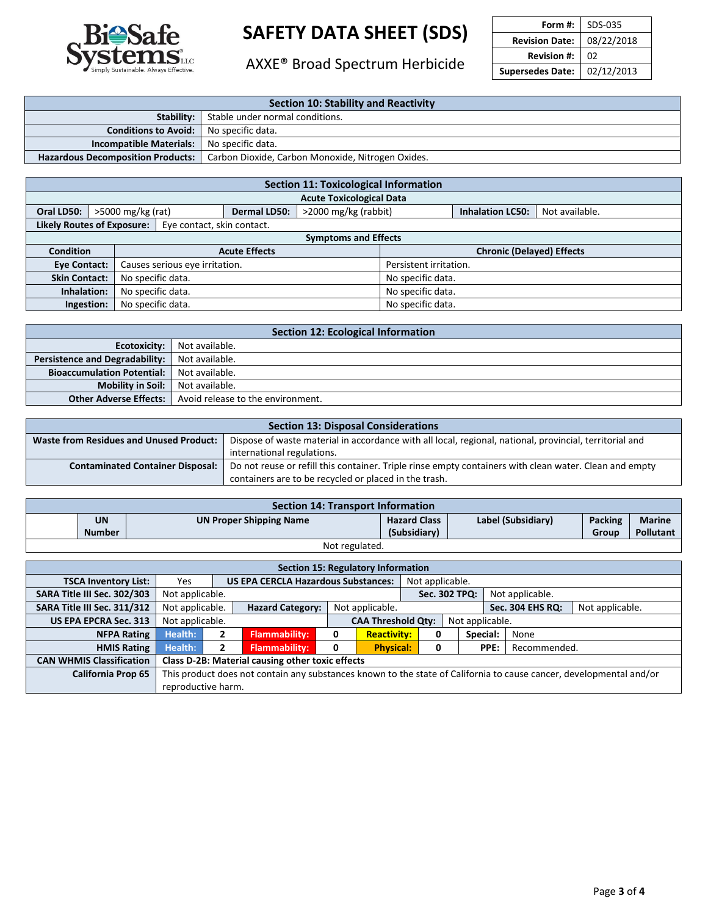| | |
|---|---|
| **Form #:** | SDS-035 |
| **Revision Date:** | 08/22/2018 |
| **Revision #:** | 02 |
| **Supersedes Date:** | 02/12/2013 |

# SAFETY DATA SHEET (SDS)

AXXE® Broad Spectrum Herbicide

## Section 10: Stability and Reactivity

| | |
|---|---|
| **Stability:** | Stable under normal conditions. |
| **Conditions to Avoid:** | No specific data. |
| **Incompatible Materials:** | No specific data. |
| **Hazardous Decomposition Products:** | Carbon Dioxide, Carbon Monoxide, Nitrogen Oxides. |

## Section 11: Toxicological Information

**Acute Toxicological Data**

| | | | | | |
|---|---|---|---|---|---|
| **Oral LD50:** | >5000 mg/kg (rat) | **Dermal LD50:** | >2000 mg/kg (rabbit) | **Inhalation LC50:** | Not available. |

**Likely Routes of Exposure:** Eye contact, skin contact.

**Symptoms and Effects**

| Condition | Acute Effects | Chronic (Delayed) Effects |
|---|---|---|
| **Eye Contact:** | Causes serious eye irritation. | Persistent irritation. |
| **Skin Contact:** | No specific data. | No specific data. |
| **Inhalation:** | No specific data. | No specific data. |
| **Ingestion:** | No specific data. | No specific data. |

## Section 12: Ecological Information

| | |
|---|---|
| **Ecotoxicity:** | Not available. |
| **Persistence and Degradability:** | Not available. |
| **Bioaccumulation Potential:** | Not available. |
| **Mobility in Soil:** | Not available. |
| **Other Adverse Effects:** | Avoid release to the environment. |

## Section 13: Disposal Considerations

| | |
|---|---|
| **Waste from Residues and Unused Product:** | Dispose of waste material in accordance with all local, regional, national, provincial, territorial and international regulations. |
| **Contaminated Container Disposal:** | Do not reuse or refill this container. Triple rinse empty containers with clean water. Clean and empty containers are to be recycled or placed in the trash. |

## Section 14: Transport Information

| | UN Number | UN Proper Shipping Name | Hazard Class (Subsidiary) | Label (Subsidiary) | Packing Group | Marine Pollutant |
|---|---|---|---|---|---|---|
| Not regulated. | | | | | | |

## Section 15: Regulatory Information

| | | | | | | | |
|---|---|---|---|---|---|---|---|
| **TSCA Inventory List:** | Yes | **US EPA CERCLA Hazardous Substances:** | Not applicable. | | | | |
| **SARA Title III Sec. 302/303** | Not applicable. | | | **Sec. 302 TPQ:** | Not applicable. | | |
| **SARA Title III Sec. 311/312** | Not applicable. | **Hazard Category:** | Not applicable. | | | **Sec. 304 EHS RQ:** | Not applicable. |
| **US EPA EPCRA Sec. 313** | Not applicable. | | **CAA Threshold Qty:** | Not applicable. | | | |
| **NFPA Rating** | **Health:** 2 | **Flammability:** 0 | **Reactivity:** 0 | **Special:** None | | | |
| **HMIS Rating** | **Health:** 2 | **Flammability:** 0 | **Physical:** 0 | **PPE:** Recommended. | | | |
| **CAN WHMIS Classification** | **Class D-2B: Material causing other toxic effects** | | | | | | |
| **California Prop 65** | This product does not contain any substances known to the state of California to cause cancer, developmental and/or reproductive harm. | | | | | | |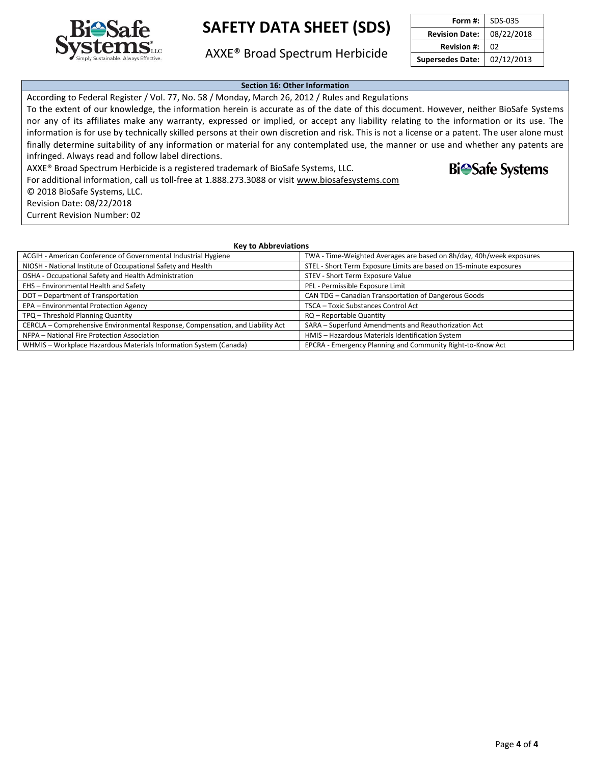## Section 16: Other Information

According to Federal Register / Vol. 77, No. 58 / Monday, March 26, 2012 / Rules and Regulations

To the extent of our knowledge, the information herein is accurate as of the date of this document. However, neither BioSafe Systems nor any of its affiliates make any warranty, expressed or implied, or accept any liability relating to the information or its use. The information is for use by technically skilled persons at their own discretion and risk. This is not a license or a patent. The user alone must finally determine suitability of any information or material for any contemplated use, the manner or use and whether any patents are infringed. Always read and follow label directions.

AXXE® Broad Spectrum Herbicide is a registered trademark of BioSafe Systems, LLC.

For additional information, call us toll-free at 1.888.273.3088 or visit www.biosafesystems.com

© 2018 BioSafe Systems, LLC.

Revision Date: 08/22/2018

Current Revision Number: 02

### Key to Abbreviations

| | |
|---|---|
| ACGIH - American Conference of Governmental Industrial Hygiene | TWA - Time-Weighted Averages are based on 8h/day, 40h/week exposures |
| NIOSH - National Institute of Occupational Safety and Health | STEL - Short Term Exposure Limits are based on 15-minute exposures |
| OSHA - Occupational Safety and Health Administration | STEV - Short Term Exposure Value |
| EHS – Environmental Health and Safety | PEL - Permissible Exposure Limit |
| DOT – Department of Transportation | CAN TDG – Canadian Transportation of Dangerous Goods |
| EPA – Environmental Protection Agency | TSCA – Toxic Substances Control Act |
| TPQ – Threshold Planning Quantity | RQ – Reportable Quantity |
| CERCLA – Comprehensive Environmental Response, Compensation, and Liability Act | SARA – Superfund Amendments and Reauthorization Act |
| NFPA – National Fire Protection Association | HMIS – Hazardous Materials Identification System |
| WHMIS – Workplace Hazardous Materials Information System (Canada) | EPCRA - Emergency Planning and Community Right-to-Know Act |